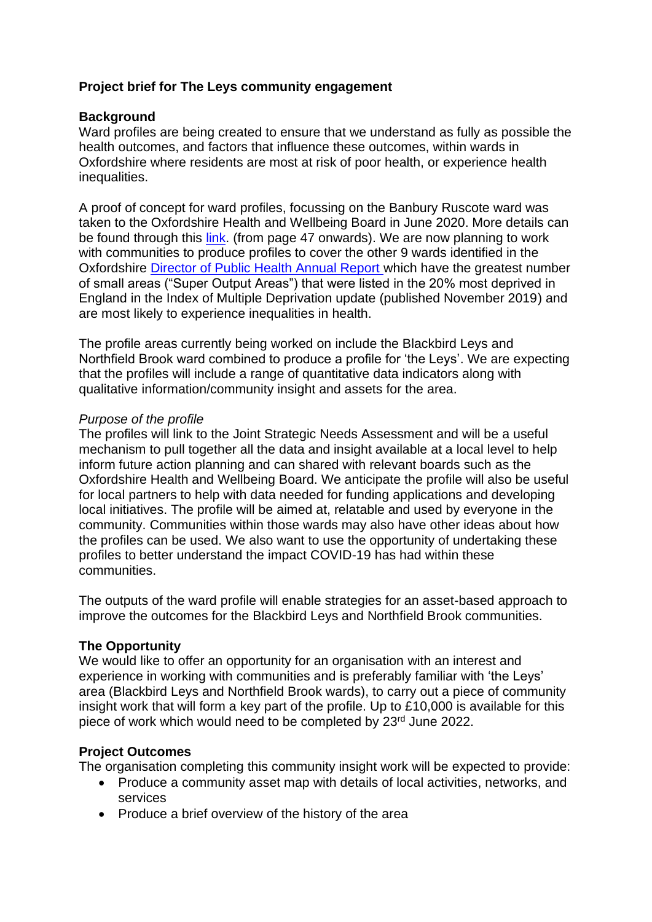**Project brief for The Leys community engagement**

**Background**

Ward profiles are being created to ensure that we understand as fully as possible the health outcomes, and factors that influence these outcomes, within wards in Oxfordshire where residents are most at risk of poor health, or experience health inequalities.

A proof of concept for ward profiles, focussing on the Banbury Ruscote ward was taken to the Oxfordshire Health and Wellbeing Board in June 2020. More details can be found through this link. (from page 47 onwards). We are now planning to work with communities to produce profiles to cover the other 9 wards identified in the Oxfordshire Director of Public Health Annual Report which have the greatest number of small areas ("Super Output Areas") that were listed in the 20% most deprived in England in the Index of Multiple Deprivation update (published November 2019) and are most likely to experience inequalities in health.

The profile areas currently being worked on include the Blackbird Leys and Northfield Brook ward combined to produce a profile for 'the Leys'. We are expecting that the profiles will include a range of quantitative data indicators along with qualitative information/community insight and assets for the area.

*Purpose of the profile*

The profiles will link to the Joint Strategic Needs Assessment and will be a useful mechanism to pull together all the data and insight available at a local level to help inform future action planning and can shared with relevant boards such as the Oxfordshire Health and Wellbeing Board. We anticipate the profile will also be useful for local partners to help with data needed for funding applications and developing local initiatives. The profile will be aimed at, relatable and used by everyone in the community. Communities within those wards may also have other ideas about how the profiles can be used. We also want to use the opportunity of undertaking these profiles to better understand the impact COVID-19 has had within these communities.

The outputs of the ward profile will enable strategies for an asset-based approach to improve the outcomes for the Blackbird Leys and Northfield Brook communities.

**The Opportunity**

We would like to offer an opportunity for an organisation with an interest and experience in working with communities and is preferably familiar with 'the Leys' area (Blackbird Leys and Northfield Brook wards), to carry out a piece of community insight work that will form a key part of the profile. Up to £10,000 is available for this piece of work which would need to be completed by 23rd June 2022.

**Project Outcomes**

The organisation completing this community insight work will be expected to provide:

- Produce a community asset map with details of local activities, networks, and services
- Produce a brief overview of the history of the area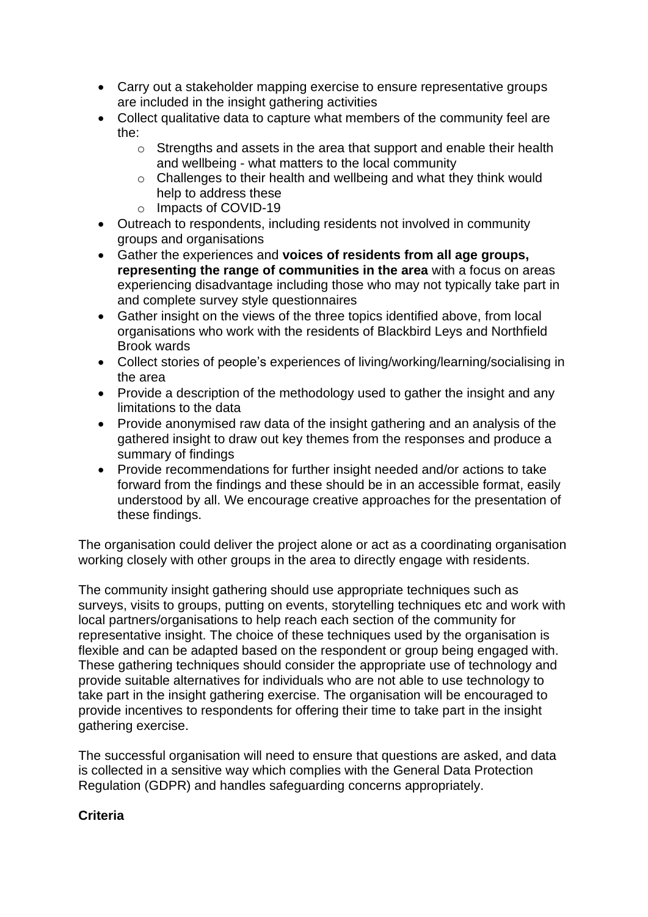- Carry out a stakeholder mapping exercise to ensure representative groups are included in the insight gathering activities
- Collect qualitative data to capture what members of the community feel are the:
    - Strengths and assets in the area that support and enable their health and wellbeing - what matters to the local community
    - Challenges to their health and wellbeing and what they think would help to address these
    - Impacts of COVID-19
- Outreach to respondents, including residents not involved in community groups and organisations
- Gather the experiences and **voices of residents from all age groups, representing the range of communities in the area** with a focus on areas experiencing disadvantage including those who may not typically take part in and complete survey style questionnaires
- Gather insight on the views of the three topics identified above, from local organisations who work with the residents of Blackbird Leys and Northfield Brook wards
- Collect stories of people's experiences of living/working/learning/socialising in the area
- Provide a description of the methodology used to gather the insight and any limitations to the data
- Provide anonymised raw data of the insight gathering and an analysis of the gathered insight to draw out key themes from the responses and produce a summary of findings
- Provide recommendations for further insight needed and/or actions to take forward from the findings and these should be in an accessible format, easily understood by all. We encourage creative approaches for the presentation of these findings.

The organisation could deliver the project alone or act as a coordinating organisation working closely with other groups in the area to directly engage with residents.

The community insight gathering should use appropriate techniques such as surveys, visits to groups, putting on events, storytelling techniques etc and work with local partners/organisations to help reach each section of the community for representative insight. The choice of these techniques used by the organisation is flexible and can be adapted based on the respondent or group being engaged with. These gathering techniques should consider the appropriate use of technology and provide suitable alternatives for individuals who are not able to use technology to take part in the insight gathering exercise. The organisation will be encouraged to provide incentives to respondents for offering their time to take part in the insight gathering exercise.

The successful organisation will need to ensure that questions are asked, and data is collected in a sensitive way which complies with the General Data Protection Regulation (GDPR) and handles safeguarding concerns appropriately.

**Criteria**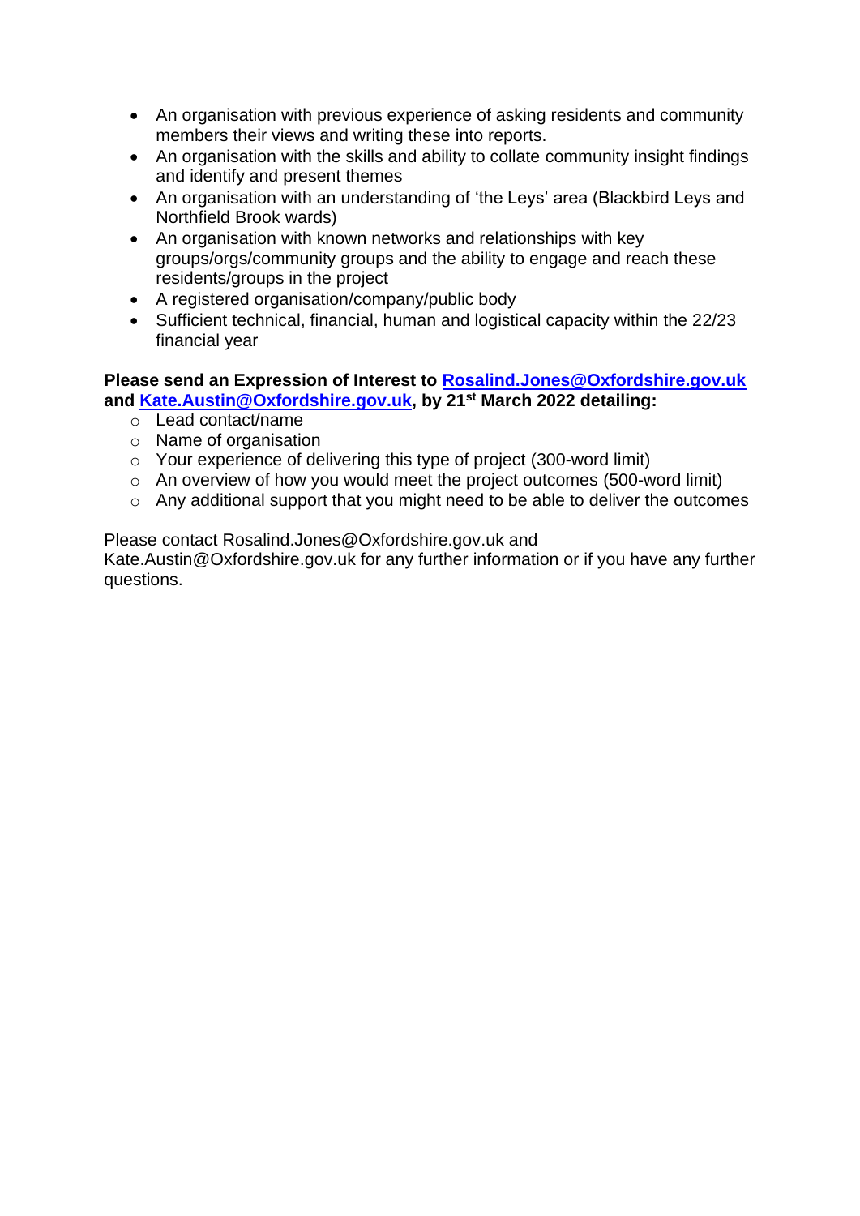- An organisation with previous experience of asking residents and community members their views and writing these into reports.
- An organisation with the skills and ability to collate community insight findings and identify and present themes
- An organisation with an understanding of 'the Leys' area (Blackbird Leys and Northfield Brook wards)
- An organisation with known networks and relationships with key groups/orgs/community groups and the ability to engage and reach these residents/groups in the project
- A registered organisation/company/public body
- Sufficient technical, financial, human and logistical capacity within the 22/23 financial year

**Please send an Expression of Interest to [Rosalind.Jones@Oxfordshire.gov.uk](mailto:Rosalind.Jones@Oxfordshire.gov.uk) and [Kate.Austin@Oxfordshire.gov.uk](mailto:Kate.Austin@Oxfordshire.gov.uk), by 21st March 2022 detailing:**

- Lead contact/name
- Name of organisation
- Your experience of delivering this type of project (300-word limit)
- An overview of how you would meet the project outcomes (500-word limit)
- Any additional support that you might need to be able to deliver the outcomes

Please contact Rosalind.Jones@Oxfordshire.gov.uk and Kate.Austin@Oxfordshire.gov.uk for any further information or if you have any further questions.